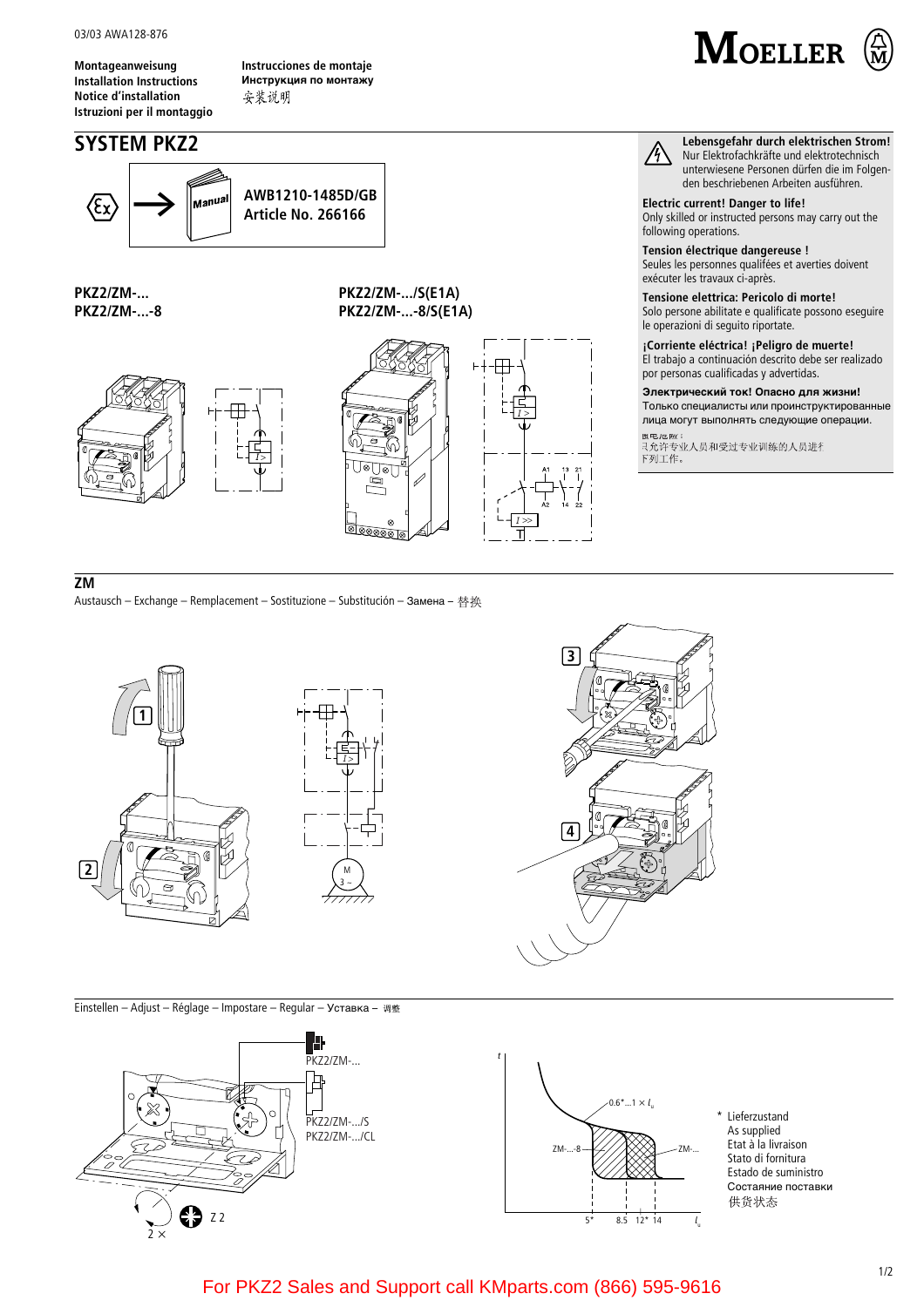03/03 AWA128-876

Montageanweisung
Installation Instructions
Notice d'installation
Istruzioni per il montaggio

Instrucciones de montaje
Инструкция по монтажу
安装说明

MOELLER

# SYSTEM PKZ2

**AWB1210-1485D/GB**
**Article No. 266166**

**PKZ2/ZM-...**
**PKZ2/ZM-...-8**

**PKZ2/ZM-.../S(E1A)**
**PKZ2/ZM-...-8/S(E1A)**

**Lebensgefahr durch elektrischen Strom!**
Nur Elektrofachkräfte und elektrotechnisch unterwiesene Personen dürfen die im Folgenden beschriebenen Arbeiten ausführen.

**Electric current! Danger to life!**
Only skilled or instructed persons may carry out the following operations.

**Tension électrique dangereuse !**
Seules les personnes qualifiées et averties doivent exécuter les travaux ci-après.

**Tensione elettrica: Pericolo di morte!**
Solo persone abilitate e qualificate possono eseguire le operazioni di seguito riportate.

**¡Corriente eléctrica! ¡Peligro de muerte!**
El trabajo a continuación descrito debe ser realizado por personas cualificadas y advertidas.

**Электрический ток! Опасно для жизни!**
Только специалисты или проинструктированные лица могут выполнять следующие операции.

**触电危险：**
只允许专业人员和受过专业训练的人员进行下列工作。

## ZM

Austausch – Exchange – Remplacement – Sostituzione – Substitución – Замена – 替换

Einstellen – Adjust – Réglage – Impostare – Regular – Уставка – 调整

PKZ2/ZM-...

PKZ2/ZM-.../S
PKZ2/ZM-.../CL

2 ×

Z 2

0.6*...1 × $I_u$

ZM-...-8

ZM-...

5* 8.5 12* 14 $I_u$

\* Lieferzustand
As supplied
Etat à la livraison
Stato di fornitura
Estado de suministro
Состояние поставки
供货状态

For PKZ2 Sales and Support call KMparts.com (866) 595-9616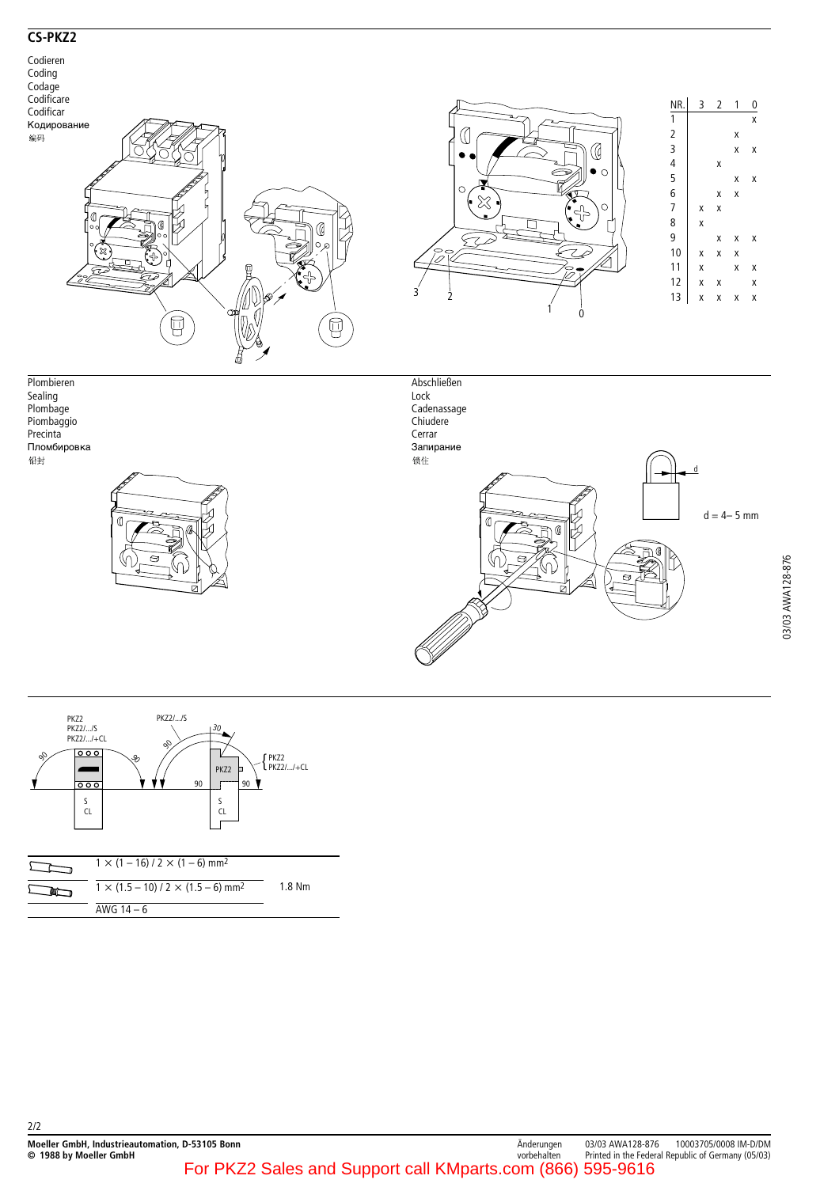## CS-PKZ2

Codieren
Coding
Codage
Codificare
Codificar
Кодирование
编码

| NR. | 3 | 2 | 1 | 0 |
|---|---|---|---|---|
| 1 | | | | x |
| 2 | | | x | |
| 3 | | | x | x |
| 4 | | x | | |
| 5 | | | x | x |
| 6 | | x | x | |
| 7 | x | x | | |
| 8 | x | | | |
| 9 | | x | x | x |
| 10 | x | x | x | |
| 11 | x | | x | x |
| 12 | x | x | | x |
| 13 | x | x | x | x |

3 2 1 0

Plombieren
Sealing
Plombage
Piombaggio
Precinta
Пломбировка
铅封

Abschließen
Lock
Cadenassage
Chiudere
Cerrar
Запирание
锁住

d

d = 4– 5 mm

PKZ2
PKZ2/.../S
PKZ2/.../+CL

PKZ2/.../S

90 90 90 30 90 90

PKZ2

PKZ2
PKZ2/.../+CL

S
CL

S
CL

| | | |
|---|---|---|
| | $1 \times (1 - 16) / 2 \times (1 - 6)$ mm² | |
| | $1 \times (1.5 - 10) / 2 \times (1.5 - 6)$ mm² | 1.8 Nm |
| | AWG 14 – 6 | |

03/03 AWA128-876

Moeller GmbH, Industrieautomation, D-53105 Bonn
© 1988 by Moeller GmbH

Änderungen vorbehalten

03/03 AWA128-876 10003705/0008 IM-D/DM
Printed in the Federal Republic of Germany (05/03)

For PKZ2 Sales and Support call KMparts.com (866) 595-9616